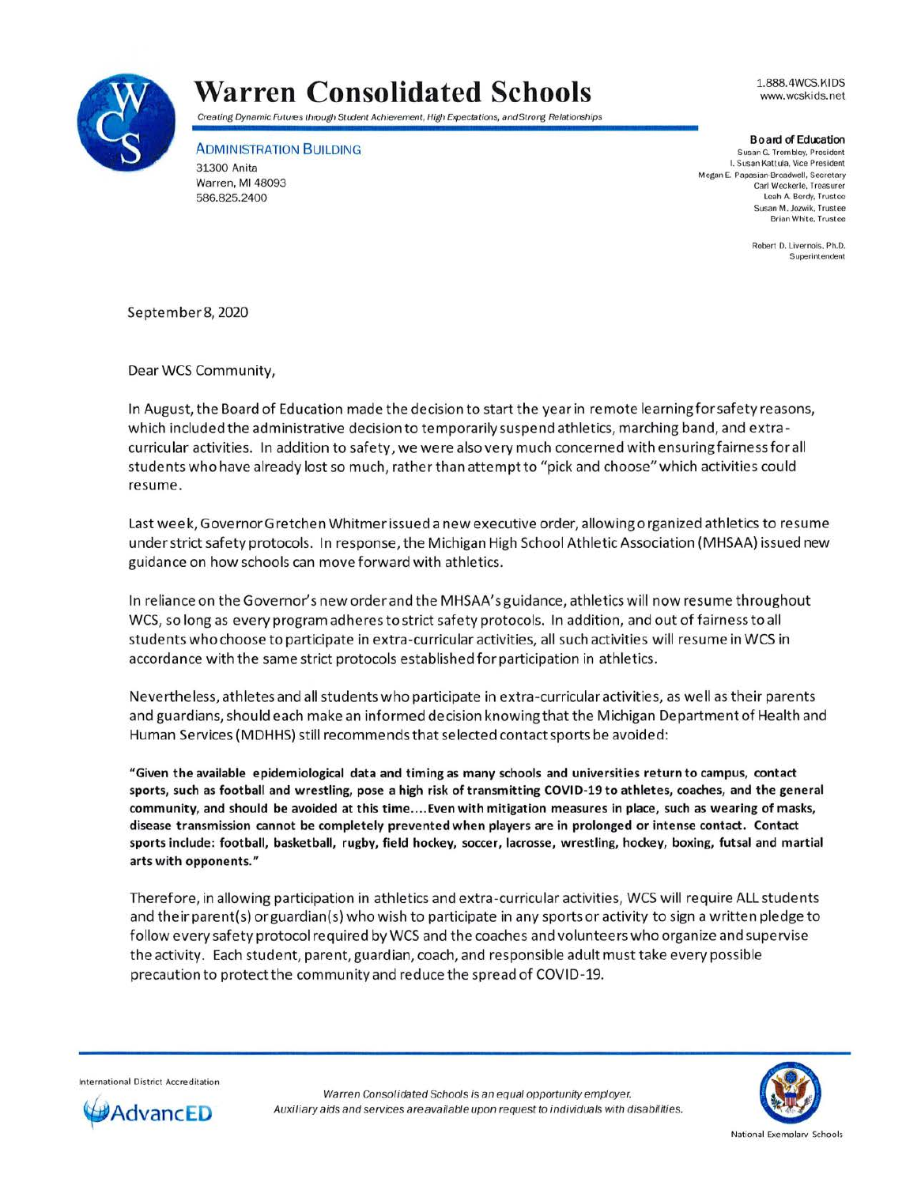# Warren Consolidated Schools

*Creating Dynamic Futures through Student Achievement, High Expectations, and Strong Relationships*

1.888.4WCS.KIDS
www.wcskids.net

**ADMINISTRATION BUILDING**
31300 Anita
Warren, MI 48093
586.825.2400

**Board of Education**
Susan G. Trombley, President
I. Susan Kattula, Vice President
Megan E. Papasian-Broadwell, Secretary
Carl Weckerle, Treasurer
Leah A. Berdy, Trustee
Susan M. Jozwik, Trustee
Brian White, Trustee

Robert D. Livernois, Ph.D.
Superintendent

September 8, 2020

Dear WCS Community,

In August, the Board of Education made the decision to start the year in remote learning for safety reasons, which included the administrative decision to temporarily suspend athletics, marching band, and extra-curricular activities. In addition to safety, we were also very much concerned with ensuring fairness for all students who have already lost so much, rather than attempt to "pick and choose" which activities could resume.

Last week, Governor Gretchen Whitmer issued a new executive order, allowing organized athletics to resume under strict safety protocols. In response, the Michigan High School Athletic Association (MHSAA) issued new guidance on how schools can move forward with athletics.

In reliance on the Governor's new order and the MHSAA's guidance, athletics will now resume throughout WCS, so long as every program adheres to strict safety protocols. In addition, and out of fairness to all students who choose to participate in extra-curricular activities, all such activities will resume in WCS in accordance with the same strict protocols established for participation in athletics.

Nevertheless, athletes and all students who participate in extra-curricular activities, as well as their parents and guardians, should each make an informed decision knowing that the Michigan Department of Health and Human Services (MDHHS) still recommends that selected contact sports be avoided:

> **"Given the available epidemiological data and timing as many schools and universities return to campus, contact sports, such as football and wrestling, pose a high risk of transmitting COVID-19 to athletes, coaches, and the general community, and should be avoided at this time....Even with mitigation measures in place, such as wearing of masks, disease transmission cannot be completely prevented when players are in prolonged or intense contact. Contact sports include: football, basketball, rugby, field hockey, soccer, lacrosse, wrestling, hockey, boxing, futsal and martial arts with opponents."**

Therefore, in allowing participation in athletics and extra-curricular activities, WCS will require ALL students and their parent(s) or guardian(s) who wish to participate in any sports or activity to sign a written pledge to follow every safety protocol required by WCS and the coaches and volunteers who organize and supervise the activity. Each student, parent, guardian, coach, and responsible adult must take every possible precaution to protect the community and reduce the spread of COVID-19.

International District Accreditation
AdvancED

*Warren Consolidated Schools is an equal opportunity employer.*
*Auxiliary aids and services are available upon request to individuals with disabilities.*

National Exemplary Schools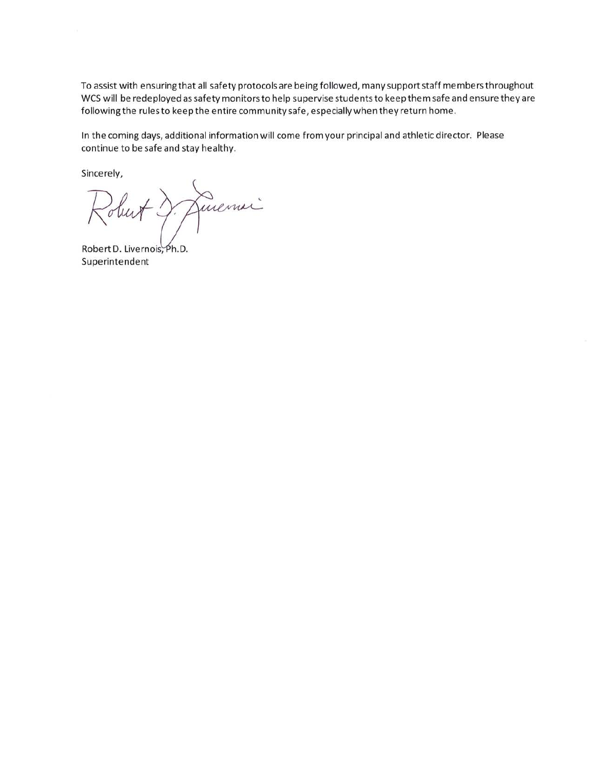To assist with ensuring that all safety protocols are being followed, many support staff members throughout WCS will be redeployed as safety monitors to help supervise students to keep them safe and ensure they are following the rules to keep the entire community safe, especially when they return home.

In the coming days, additional information will come from your principal and athletic director. Please continue to be safe and stay healthy.

Sincerely,

Robert D. Livernois, Ph.D.
Superintendent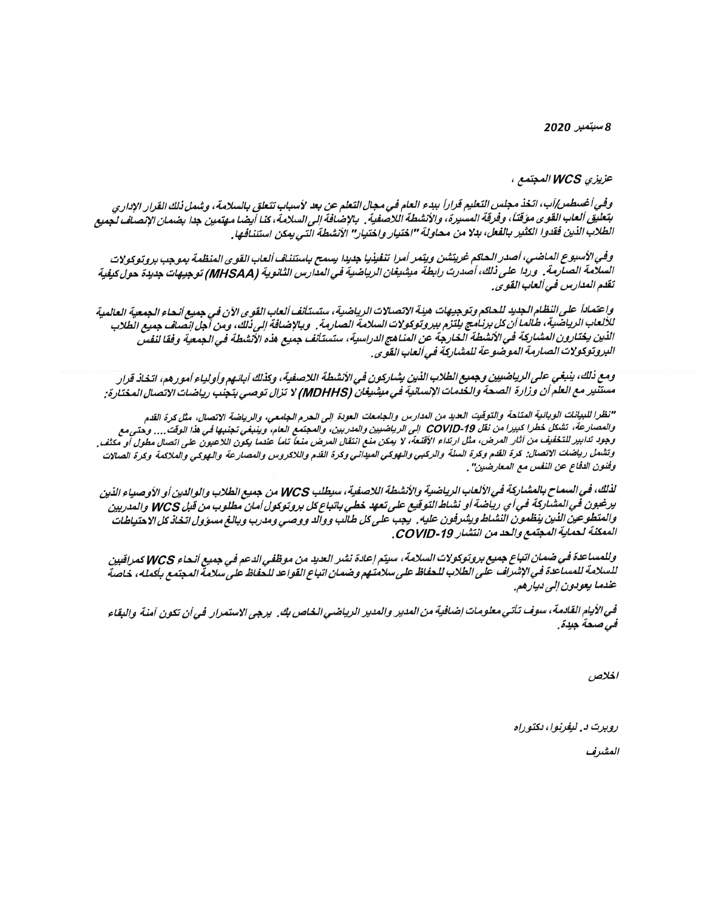8 سبتمبر 2020

عزيزي WCS المجتمع ،

وفي أغسطس/آب، اتخذ مجلس التعليم قراراً ببدء العام في مجال التعلم عن بعد لأسباب تتعلق بالسلامة، وشمل ذلك القرار الإداري بتعليق ألعاب القوى مؤقتاً، وفرقة المسيرة، والأنشطة اللاصفية. بالإضافة إلى السلامة، كنا أيضا مهتمين جدا بضمان الإنصاف لجميع الطلاب الذين فقدوا الكثير بالفعل، بدلا من محاولة "اختيار واختيار" الأنشطة التي يمكن استئنافها.

وفي الأسبوع الماضي، أصدر الحاكم غريتشن ويتمر أمرا تنفيذيا جديدا يسمح باستئناف ألعاب القوى المنظمة بموجب بروتوكولات السلامة الصارمة. وردا على ذلك، أصدرت رابطة ميشيغان الرياضية في المدارس الثانوية (MHSAA) توجيهات جديدة حول كيفية تقدم المدارس في ألعاب القوى.

واعتماداً على النظام الجديد للحاكم وتوجيهات هيئة الاتصالات الرياضية، ستستأنف ألعاب القوى الآن في جميع أنحاء الجمعية العالمية للألعاب الرياضية، طالما أن كل برنامج يلتزم ببروتوكولات السلامة الصارمة. وبالإضافة إلى ذلك، ومن أجل إنصاف جميع الطلاب الذين يختارون المشاركة في الأنشطة الخارجة عن المناهج الدراسية، ستستأنف جميع هذه الأنشطة في الجمعية وفقا لنفس البروتوكولات الصارمة الموضوعة للمشاركة في ألعاب القوى.

ومع ذلك، ينبغي على الرياضيين وجميع الطلاب الذين يشاركون في الأنشطة اللاصفية، وكذلك آبائهم وأولياء أمورهم، اتخاذ قرار مستنير مع العلم أن وزارة الصحة والخدمات الإنسانية في ميشيغان (MDHHS) لا تزال توصي بتجنب رياضات الاتصال المختارة:

"نظرا للبيانات الوبائية المتاحة والتوقيت العديد من المدارس والجامعات العودة إلى الحرم الجامعي، والرياضة الاتصال، مثل كرة القدم والمصارعة، تشكل خطرا كبيرا من نقل COVID-19 إلى الرياضيين والمدربين، والمجتمع العام، وينبغي تجنبها في هذا الوقت.... وحتى مع وجود تدابير للتخفيف من آثار المرض، مثل ارتداء الأقنعة، لا يمكن منع انتقال المرض منعاً تاماً عندما يكون اللاعبون على اتصال مطول أو مكثف. وتشمل رياضات الاتصال: كرة القدم وكرة السلة والركبي والهوكي الميداني وكرة القدم واللاكروس والمصارعة والهوكي والملاكمة وكرة الصالات وفنون الدفاع عن النفس مع المعارضين".

لذلك، في السماح بالمشاركة في الألعاب الرياضية والأنشطة اللاصفية، سيطلب WCS من جميع الطلاب والوالدين أو الأوصياء الذين يرغبون في المشاركة في أي رياضة أو نشاط التوقيع على تعهد خطي باتباع كل بروتوكول أمان مطلوب من قبل WCS والمدربين والمتطوعين الذين ينظمون النشاط ويشرفون عليه. يجب على كل طالب ووالد ووصي ومدرب وبالغ مسؤول اتخاذ كل الاحتياطات الممكنة لحماية المجتمع والحد من انتشار COVID-19.

وللمساعدة في ضمان اتباع جميع بروتوكولات السلامة، سيتم إعادة نشر العديد من موظفي الدعم في جميع أنحاء WCS كمراقبين للسلامة للمساعدة في الإشراف على الطلاب للحفاظ على سلامتهم وضمان اتباع القواعد للحفاظ على سلامة المجتمع بأكمله، خاصة عندما يعودون إلى ديارهم.

في الأيام القادمة، سوف تأتي معلومات إضافية من المدير والمدير الرياضي الخاص بك. يرجى الاستمرار في أن تكون آمنة والبقاء في صحة جيدة.

اخلاص

روبرت د. ليفرنوا، دكتوراه

المشرف